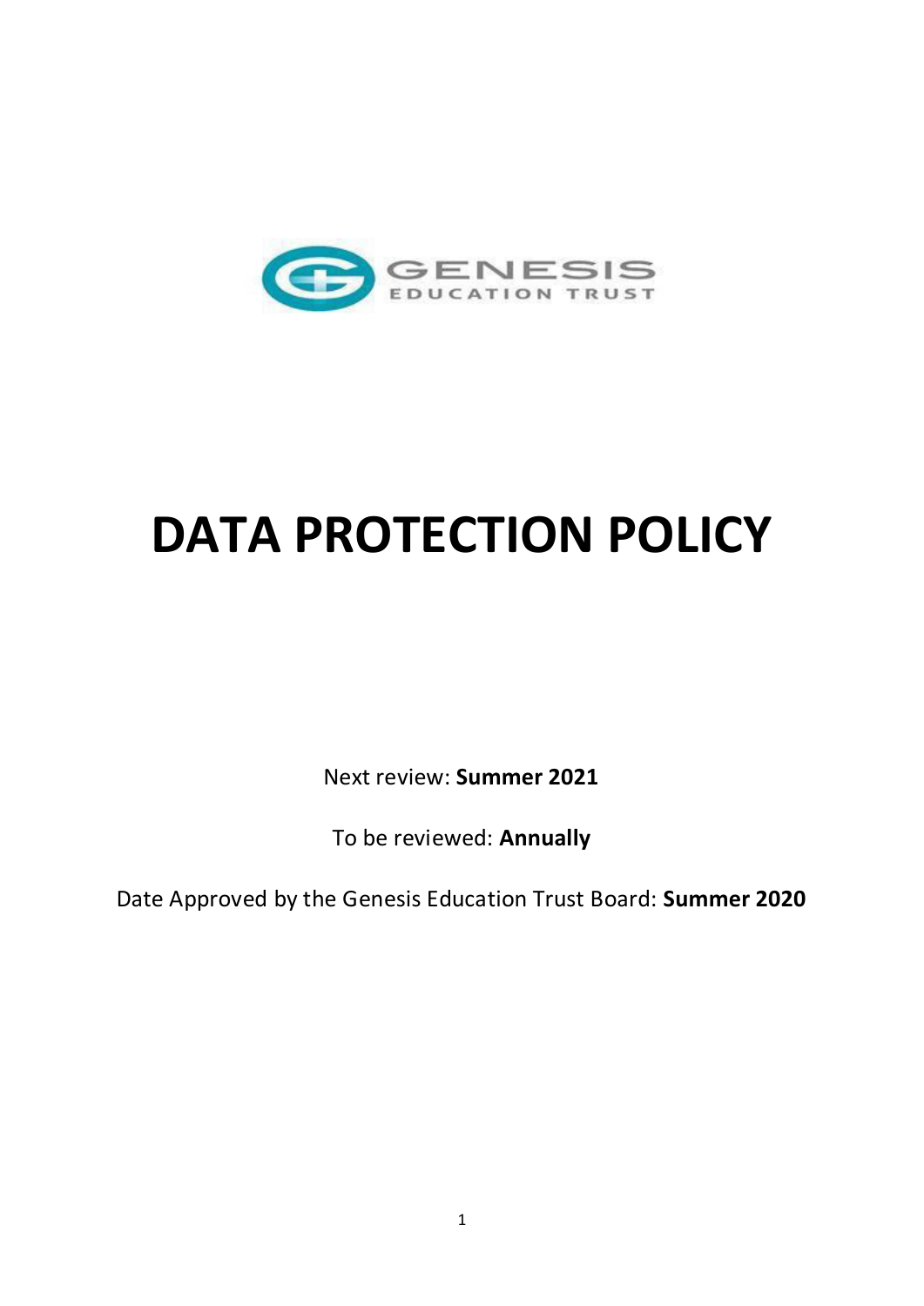GENESIS EDUCATION TRUST

# DATA PROTECTION POLICY

Next review: **Summer 2021**

To be reviewed: **Annually**

Date Approved by the Genesis Education Trust Board: **Summer 2020**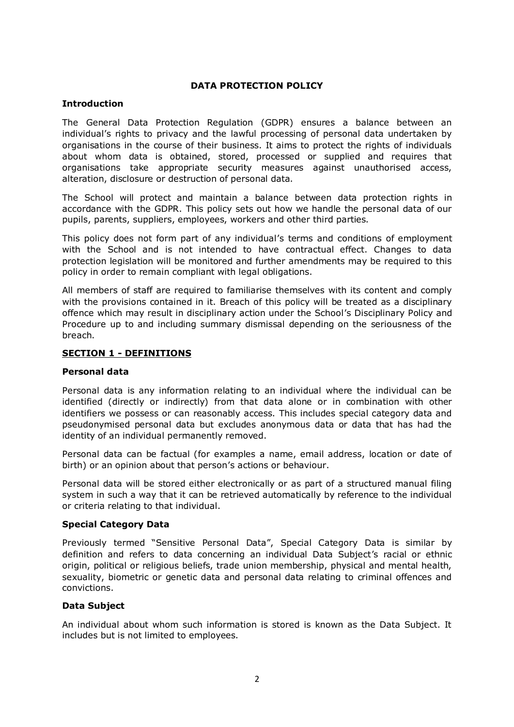# DATA PROTECTION POLICY

**Introduction**

The General Data Protection Regulation (GDPR) ensures a balance between an individual's rights to privacy and the lawful processing of personal data undertaken by organisations in the course of their business. It aims to protect the rights of individuals about whom data is obtained, stored, processed or supplied and requires that organisations take appropriate security measures against unauthorised access, alteration, disclosure or destruction of personal data.

The School will protect and maintain a balance between data protection rights in accordance with the GDPR. This policy sets out how we handle the personal data of our pupils, parents, suppliers, employees, workers and other third parties.

This policy does not form part of any individual's terms and conditions of employment with the School and is not intended to have contractual effect. Changes to data protection legislation will be monitored and further amendments may be required to this policy in order to remain compliant with legal obligations.

All members of staff are required to familiarise themselves with its content and comply with the provisions contained in it. Breach of this policy will be treated as a disciplinary offence which may result in disciplinary action under the School's Disciplinary Policy and Procedure up to and including summary dismissal depending on the seriousness of the breach.

## SECTION 1 - DEFINITIONS

**Personal data**

Personal data is any information relating to an individual where the individual can be identified (directly or indirectly) from that data alone or in combination with other identifiers we possess or can reasonably access. This includes special category data and pseudonymised personal data but excludes anonymous data or data that has had the identity of an individual permanently removed.

Personal data can be factual (for examples a name, email address, location or date of birth) or an opinion about that person's actions or behaviour.

Personal data will be stored either electronically or as part of a structured manual filing system in such a way that it can be retrieved automatically by reference to the individual or criteria relating to that individual.

**Special Category Data**

Previously termed "Sensitive Personal Data", Special Category Data is similar by definition and refers to data concerning an individual Data Subject's racial or ethnic origin, political or religious beliefs, trade union membership, physical and mental health, sexuality, biometric or genetic data and personal data relating to criminal offences and convictions.

**Data Subject**

An individual about whom such information is stored is known as the Data Subject. It includes but is not limited to employees.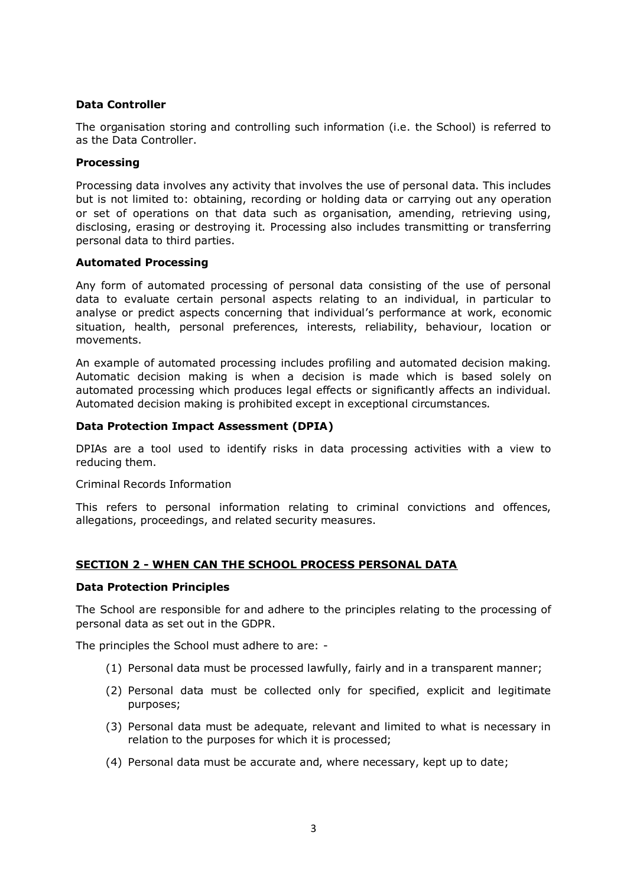**Data Controller**

The organisation storing and controlling such information (i.e. the School) is referred to as the Data Controller.

**Processing**

Processing data involves any activity that involves the use of personal data. This includes but is not limited to: obtaining, recording or holding data or carrying out any operation or set of operations on that data such as organisation, amending, retrieving using, disclosing, erasing or destroying it. Processing also includes transmitting or transferring personal data to third parties.

**Automated Processing**

Any form of automated processing of personal data consisting of the use of personal data to evaluate certain personal aspects relating to an individual, in particular to analyse or predict aspects concerning that individual's performance at work, economic situation, health, personal preferences, interests, reliability, behaviour, location or movements.

An example of automated processing includes profiling and automated decision making. Automatic decision making is when a decision is made which is based solely on automated processing which produces legal effects or significantly affects an individual. Automated decision making is prohibited except in exceptional circumstances.

**Data Protection Impact Assessment (DPIA)**

DPIAs are a tool used to identify risks in data processing activities with a view to reducing them.

Criminal Records Information

This refers to personal information relating to criminal convictions and offences, allegations, proceedings, and related security measures.

## SECTION 2 - WHEN CAN THE SCHOOL PROCESS PERSONAL DATA

**Data Protection Principles**

The School are responsible for and adhere to the principles relating to the processing of personal data as set out in the GDPR.

The principles the School must adhere to are: -

(1) Personal data must be processed lawfully, fairly and in a transparent manner;

(2) Personal data must be collected only for specified, explicit and legitimate purposes;

(3) Personal data must be adequate, relevant and limited to what is necessary in relation to the purposes for which it is processed;

(4) Personal data must be accurate and, where necessary, kept up to date;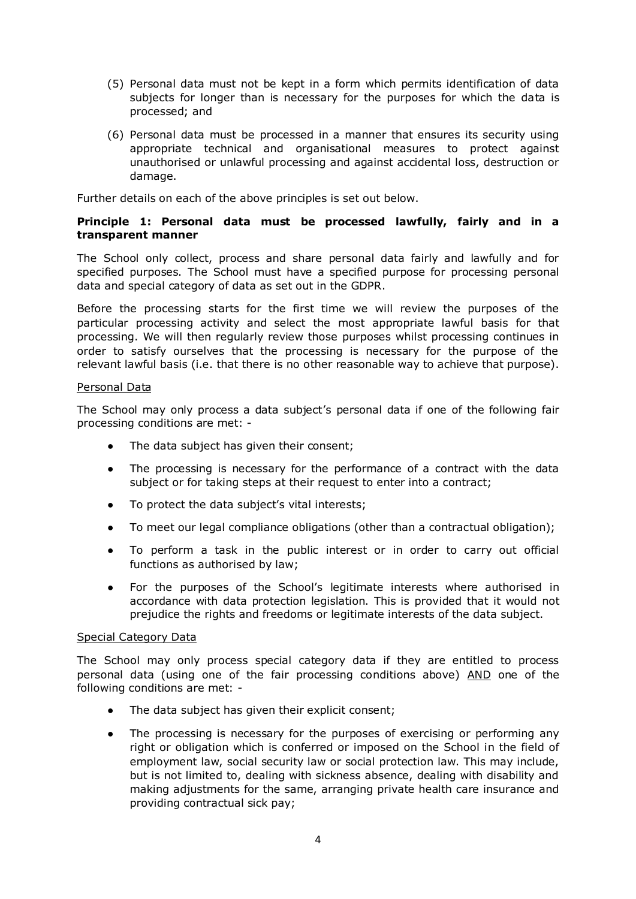(5) Personal data must not be kept in a form which permits identification of data subjects for longer than is necessary for the purposes for which the data is processed; and

(6) Personal data must be processed in a manner that ensures its security using appropriate technical and organisational measures to protect against unauthorised or unlawful processing and against accidental loss, destruction or damage.

Further details on each of the above principles is set out below.

**Principle 1: Personal data must be processed lawfully, fairly and in a transparent manner**

The School only collect, process and share personal data fairly and lawfully and for specified purposes. The School must have a specified purpose for processing personal data and special category of data as set out in the GDPR.

Before the processing starts for the first time we will review the purposes of the particular processing activity and select the most appropriate lawful basis for that processing. We will then regularly review those purposes whilst processing continues in order to satisfy ourselves that the processing is necessary for the purpose of the relevant lawful basis (i.e. that there is no other reasonable way to achieve that purpose).

Personal Data

The School may only process a data subject's personal data if one of the following fair processing conditions are met: -

- The data subject has given their consent;
- The processing is necessary for the performance of a contract with the data subject or for taking steps at their request to enter into a contract;
- To protect the data subject's vital interests;
- To meet our legal compliance obligations (other than a contractual obligation);
- To perform a task in the public interest or in order to carry out official functions as authorised by law;
- For the purposes of the School's legitimate interests where authorised in accordance with data protection legislation. This is provided that it would not prejudice the rights and freedoms or legitimate interests of the data subject.

Special Category Data

The School may only process special category data if they are entitled to process personal data (using one of the fair processing conditions above) AND one of the following conditions are met: -

- The data subject has given their explicit consent;
- The processing is necessary for the purposes of exercising or performing any right or obligation which is conferred or imposed on the School in the field of employment law, social security law or social protection law. This may include, but is not limited to, dealing with sickness absence, dealing with disability and making adjustments for the same, arranging private health care insurance and providing contractual sick pay;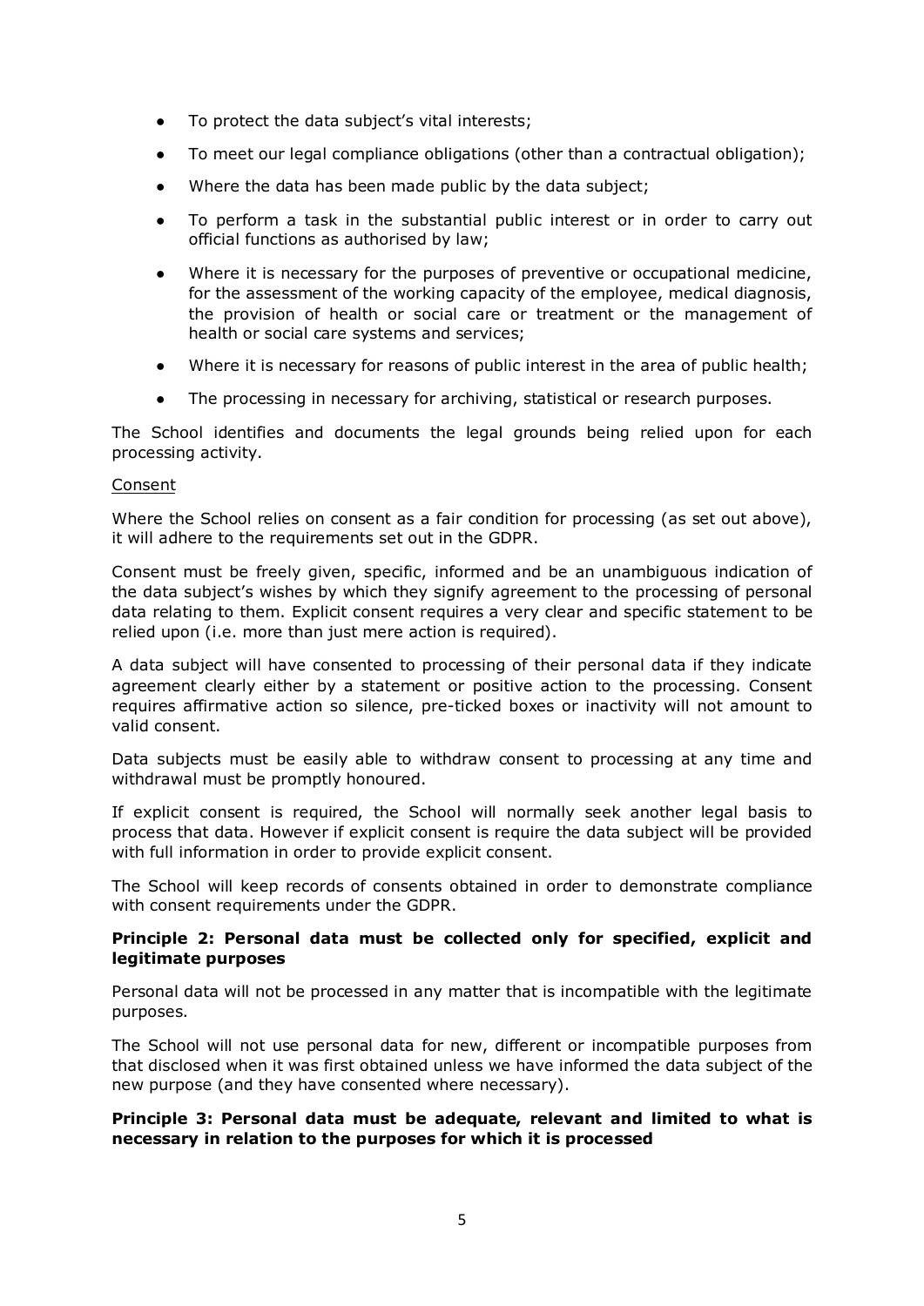- To protect the data subject's vital interests;
- To meet our legal compliance obligations (other than a contractual obligation);
- Where the data has been made public by the data subject;
- To perform a task in the substantial public interest or in order to carry out official functions as authorised by law;
- Where it is necessary for the purposes of preventive or occupational medicine, for the assessment of the working capacity of the employee, medical diagnosis, the provision of health or social care or treatment or the management of health or social care systems and services;
- Where it is necessary for reasons of public interest in the area of public health;
- The processing in necessary for archiving, statistical or research purposes.

The School identifies and documents the legal grounds being relied upon for each processing activity.

Consent

Where the School relies on consent as a fair condition for processing (as set out above), it will adhere to the requirements set out in the GDPR.

Consent must be freely given, specific, informed and be an unambiguous indication of the data subject's wishes by which they signify agreement to the processing of personal data relating to them. Explicit consent requires a very clear and specific statement to be relied upon (i.e. more than just mere action is required).

A data subject will have consented to processing of their personal data if they indicate agreement clearly either by a statement or positive action to the processing. Consent requires affirmative action so silence, pre-ticked boxes or inactivity will not amount to valid consent.

Data subjects must be easily able to withdraw consent to processing at any time and withdrawal must be promptly honoured.

If explicit consent is required, the School will normally seek another legal basis to process that data. However if explicit consent is require the data subject will be provided with full information in order to provide explicit consent.

The School will keep records of consents obtained in order to demonstrate compliance with consent requirements under the GDPR.

**Principle 2: Personal data must be collected only for specified, explicit and legitimate purposes**

Personal data will not be processed in any matter that is incompatible with the legitimate purposes.

The School will not use personal data for new, different or incompatible purposes from that disclosed when it was first obtained unless we have informed the data subject of the new purpose (and they have consented where necessary).

**Principle 3: Personal data must be adequate, relevant and limited to what is necessary in relation to the purposes for which it is processed**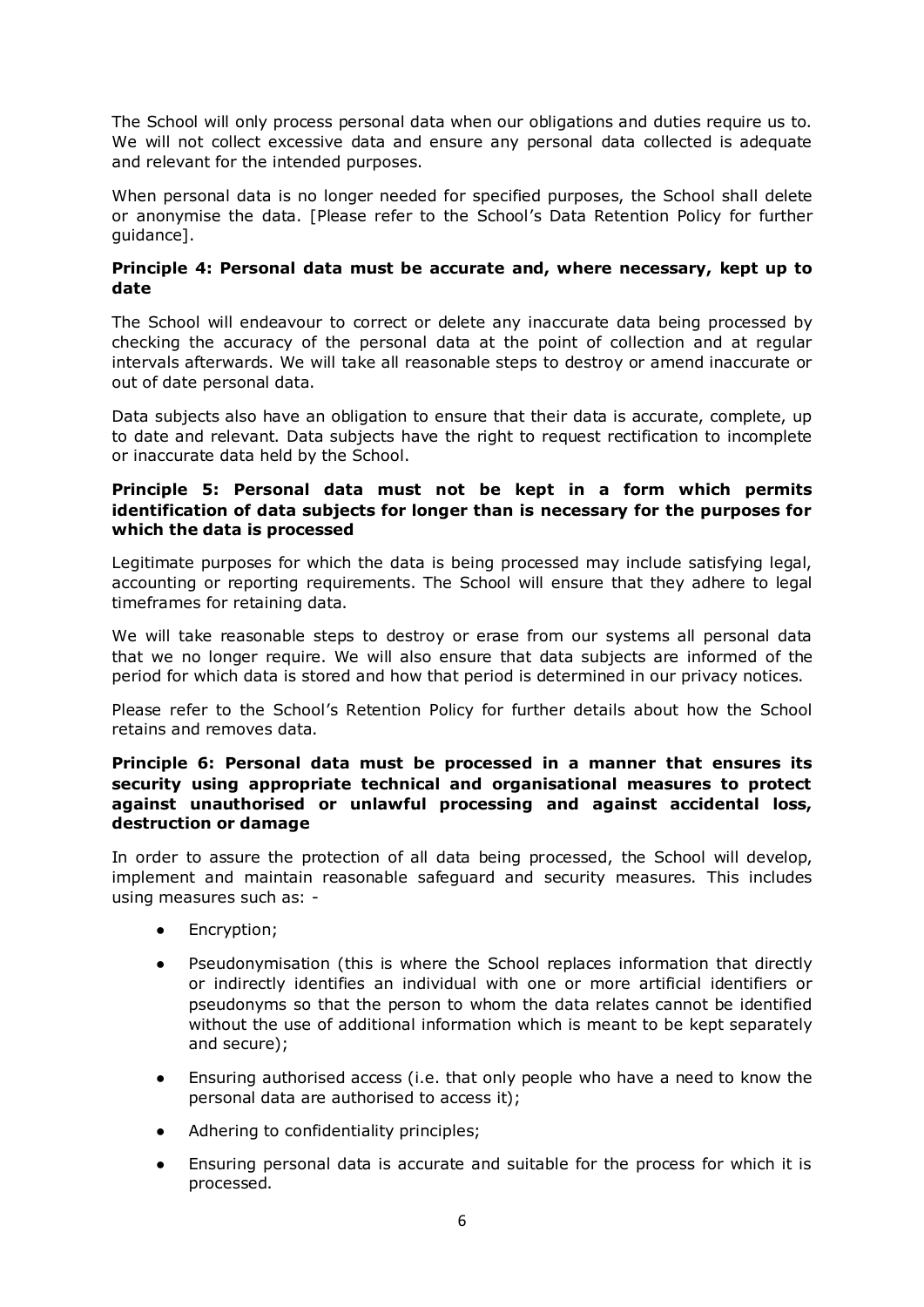The School will only process personal data when our obligations and duties require us to. We will not collect excessive data and ensure any personal data collected is adequate and relevant for the intended purposes.

When personal data is no longer needed for specified purposes, the School shall delete or anonymise the data. [Please refer to the School's Data Retention Policy for further guidance].

**Principle 4: Personal data must be accurate and, where necessary, kept up to date**

The School will endeavour to correct or delete any inaccurate data being processed by checking the accuracy of the personal data at the point of collection and at regular intervals afterwards. We will take all reasonable steps to destroy or amend inaccurate or out of date personal data.

Data subjects also have an obligation to ensure that their data is accurate, complete, up to date and relevant. Data subjects have the right to request rectification to incomplete or inaccurate data held by the School.

**Principle 5: Personal data must not be kept in a form which permits identification of data subjects for longer than is necessary for the purposes for which the data is processed**

Legitimate purposes for which the data is being processed may include satisfying legal, accounting or reporting requirements. The School will ensure that they adhere to legal timeframes for retaining data.

We will take reasonable steps to destroy or erase from our systems all personal data that we no longer require. We will also ensure that data subjects are informed of the period for which data is stored and how that period is determined in our privacy notices.

Please refer to the School's Retention Policy for further details about how the School retains and removes data.

**Principle 6: Personal data must be processed in a manner that ensures its security using appropriate technical and organisational measures to protect against unauthorised or unlawful processing and against accidental loss, destruction or damage**

In order to assure the protection of all data being processed, the School will develop, implement and maintain reasonable safeguard and security measures. This includes using measures such as: -

- Encryption;
- Pseudonymisation (this is where the School replaces information that directly or indirectly identifies an individual with one or more artificial identifiers or pseudonyms so that the person to whom the data relates cannot be identified without the use of additional information which is meant to be kept separately and secure);
- Ensuring authorised access (i.e. that only people who have a need to know the personal data are authorised to access it);
- Adhering to confidentiality principles;
- Ensuring personal data is accurate and suitable for the process for which it is processed.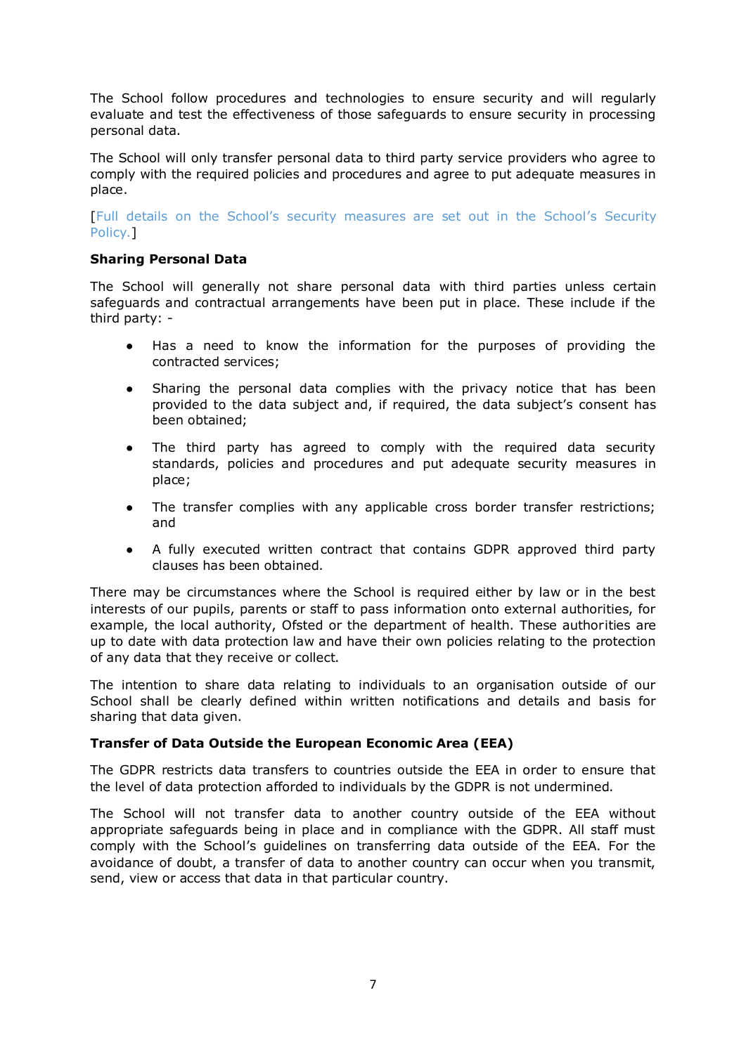The School follow procedures and technologies to ensure security and will regularly evaluate and test the effectiveness of those safeguards to ensure security in processing personal data.

The School will only transfer personal data to third party service providers who agree to comply with the required policies and procedures and agree to put adequate measures in place.

[Full details on the School's security measures are set out in the School's Security Policy.]

**Sharing Personal Data**

The School will generally not share personal data with third parties unless certain safeguards and contractual arrangements have been put in place. These include if the third party: -

- Has a need to know the information for the purposes of providing the contracted services;
- Sharing the personal data complies with the privacy notice that has been provided to the data subject and, if required, the data subject's consent has been obtained;
- The third party has agreed to comply with the required data security standards, policies and procedures and put adequate security measures in place;
- The transfer complies with any applicable cross border transfer restrictions; and
- A fully executed written contract that contains GDPR approved third party clauses has been obtained.

There may be circumstances where the School is required either by law or in the best interests of our pupils, parents or staff to pass information onto external authorities, for example, the local authority, Ofsted or the department of health. These authorities are up to date with data protection law and have their own policies relating to the protection of any data that they receive or collect.

The intention to share data relating to individuals to an organisation outside of our School shall be clearly defined within written notifications and details and basis for sharing that data given.

**Transfer of Data Outside the European Economic Area (EEA)**

The GDPR restricts data transfers to countries outside the EEA in order to ensure that the level of data protection afforded to individuals by the GDPR is not undermined.

The School will not transfer data to another country outside of the EEA without appropriate safeguards being in place and in compliance with the GDPR. All staff must comply with the School's guidelines on transferring data outside of the EEA. For the avoidance of doubt, a transfer of data to another country can occur when you transmit, send, view or access that data in that particular country.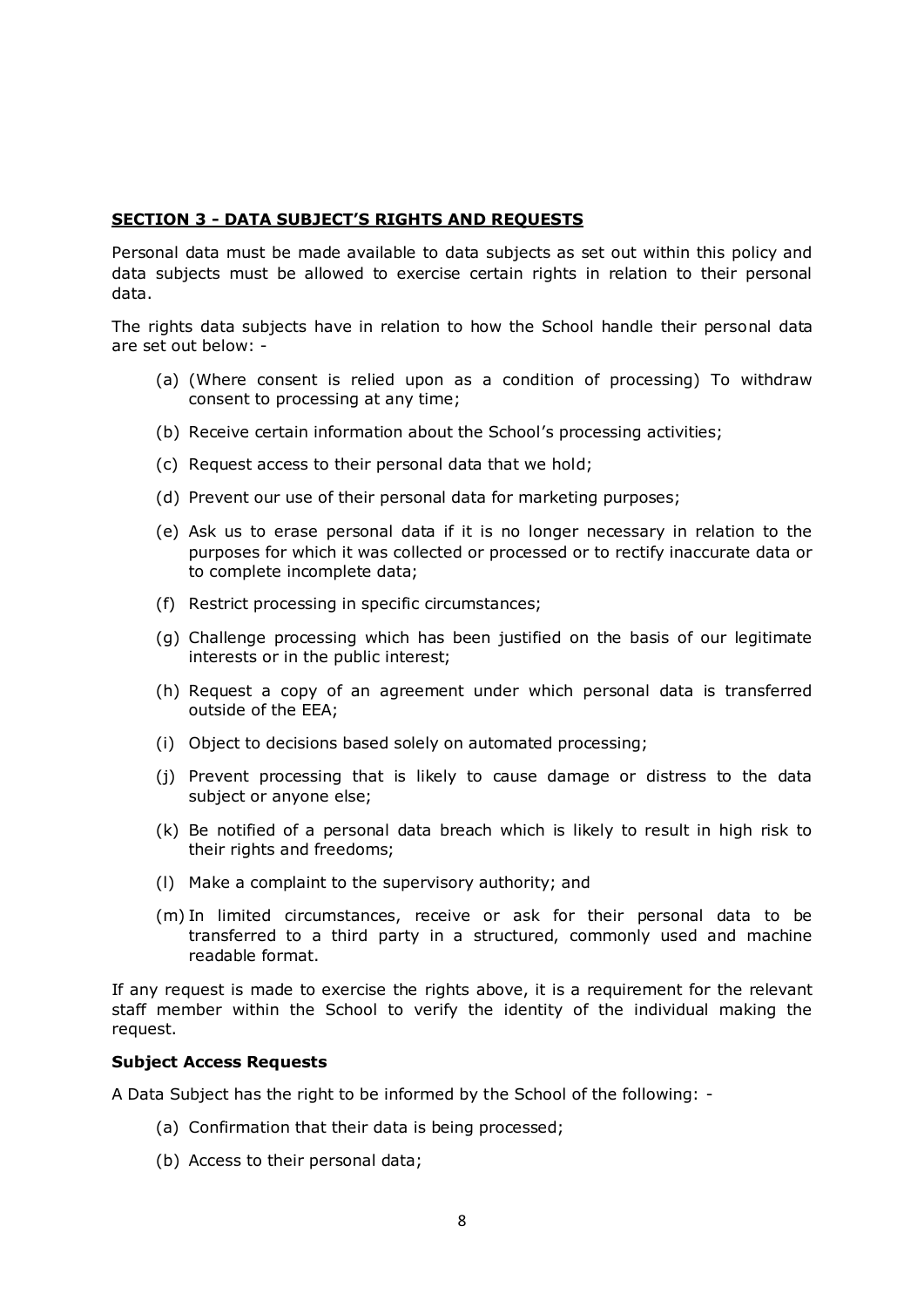## SECTION 3 - DATA SUBJECT'S RIGHTS AND REQUESTS

Personal data must be made available to data subjects as set out within this policy and data subjects must be allowed to exercise certain rights in relation to their personal data.

The rights data subjects have in relation to how the School handle their personal data are set out below: -

(a) (Where consent is relied upon as a condition of processing) To withdraw consent to processing at any time;

(b) Receive certain information about the School's processing activities;

(c) Request access to their personal data that we hold;

(d) Prevent our use of their personal data for marketing purposes;

(e) Ask us to erase personal data if it is no longer necessary in relation to the purposes for which it was collected or processed or to rectify inaccurate data or to complete incomplete data;

(f) Restrict processing in specific circumstances;

(g) Challenge processing which has been justified on the basis of our legitimate interests or in the public interest;

(h) Request a copy of an agreement under which personal data is transferred outside of the EEA;

(i) Object to decisions based solely on automated processing;

(j) Prevent processing that is likely to cause damage or distress to the data subject or anyone else;

(k) Be notified of a personal data breach which is likely to result in high risk to their rights and freedoms;

(l) Make a complaint to the supervisory authority; and

(m) In limited circumstances, receive or ask for their personal data to be transferred to a third party in a structured, commonly used and machine readable format.

If any request is made to exercise the rights above, it is a requirement for the relevant staff member within the School to verify the identity of the individual making the request.

**Subject Access Requests**

A Data Subject has the right to be informed by the School of the following: -

(a) Confirmation that their data is being processed;

(b) Access to their personal data;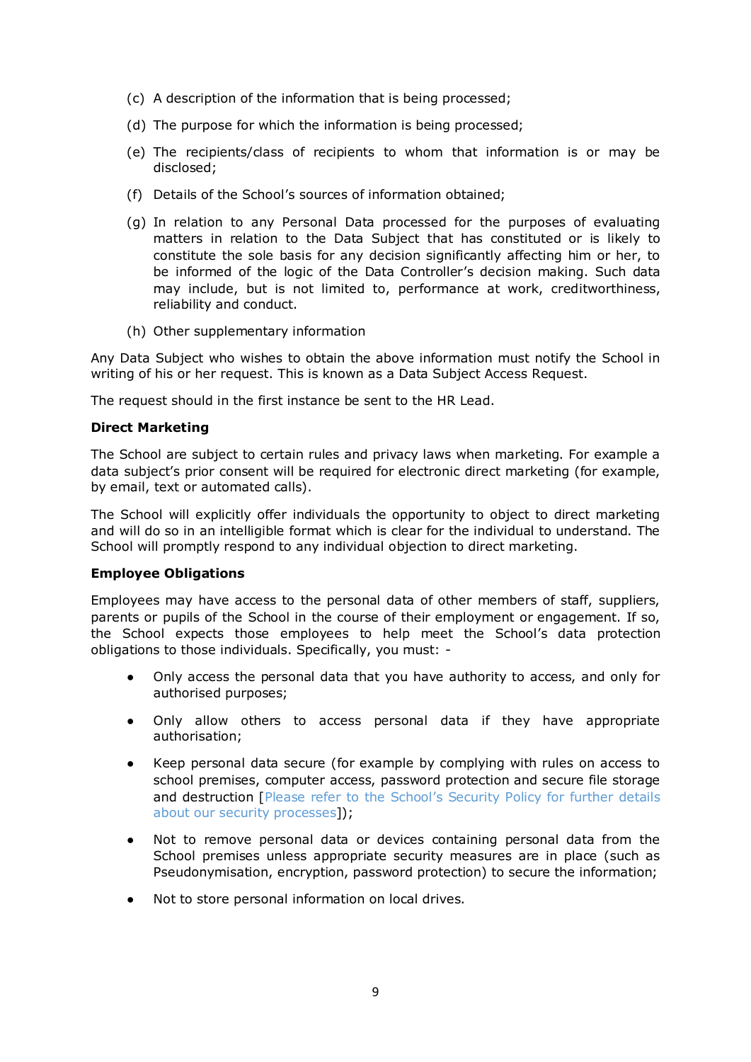(c) A description of the information that is being processed;

(d) The purpose for which the information is being processed;

(e) The recipients/class of recipients to whom that information is or may be disclosed;

(f) Details of the School's sources of information obtained;

(g) In relation to any Personal Data processed for the purposes of evaluating matters in relation to the Data Subject that has constituted or is likely to constitute the sole basis for any decision significantly affecting him or her, to be informed of the logic of the Data Controller's decision making. Such data may include, but is not limited to, performance at work, creditworthiness, reliability and conduct.

(h) Other supplementary information

Any Data Subject who wishes to obtain the above information must notify the School in writing of his or her request. This is known as a Data Subject Access Request.

The request should in the first instance be sent to the HR Lead.

**Direct Marketing**

The School are subject to certain rules and privacy laws when marketing. For example a data subject's prior consent will be required for electronic direct marketing (for example, by email, text or automated calls).

The School will explicitly offer individuals the opportunity to object to direct marketing and will do so in an intelligible format which is clear for the individual to understand. The School will promptly respond to any individual objection to direct marketing.

**Employee Obligations**

Employees may have access to the personal data of other members of staff, suppliers, parents or pupils of the School in the course of their employment or engagement. If so, the School expects those employees to help meet the School's data protection obligations to those individuals. Specifically, you must: -

- Only access the personal data that you have authority to access, and only for authorised purposes;
- Only allow others to access personal data if they have appropriate authorisation;
- Keep personal data secure (for example by complying with rules on access to school premises, computer access, password protection and secure file storage and destruction [Please refer to the School's Security Policy for further details about our security processes]);
- Not to remove personal data or devices containing personal data from the School premises unless appropriate security measures are in place (such as Pseudonymisation, encryption, password protection) to secure the information;
- Not to store personal information on local drives.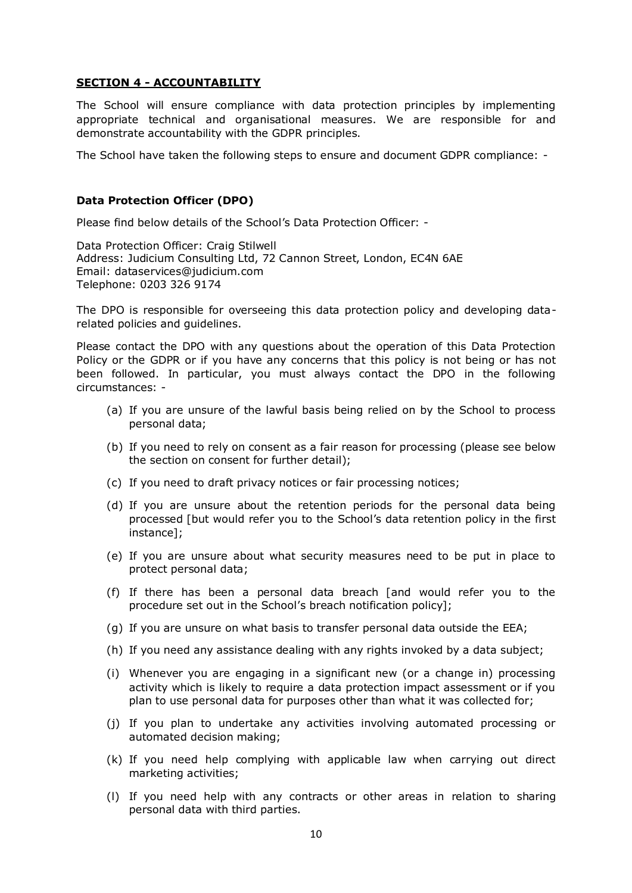## SECTION 4 - ACCOUNTABILITY

The School will ensure compliance with data protection principles by implementing appropriate technical and organisational measures. We are responsible for and demonstrate accountability with the GDPR principles.

The School have taken the following steps to ensure and document GDPR compliance: -

### Data Protection Officer (DPO)

Please find below details of the School's Data Protection Officer: -

Data Protection Officer: Craig Stilwell
Address: Judicium Consulting Ltd, 72 Cannon Street, London, EC4N 6AE
Email: dataservices@judicium.com
Telephone: 0203 326 9174

The DPO is responsible for overseeing this data protection policy and developing data-related policies and guidelines.

Please contact the DPO with any questions about the operation of this Data Protection Policy or the GDPR or if you have any concerns that this policy is not being or has not been followed. In particular, you must always contact the DPO in the following circumstances: -

(a) If you are unsure of the lawful basis being relied on by the School to process personal data;

(b) If you need to rely on consent as a fair reason for processing (please see below the section on consent for further detail);

(c) If you need to draft privacy notices or fair processing notices;

(d) If you are unsure about the retention periods for the personal data being processed [but would refer you to the School's data retention policy in the first instance];

(e) If you are unsure about what security measures need to be put in place to protect personal data;

(f) If there has been a personal data breach [and would refer you to the procedure set out in the School's breach notification policy];

(g) If you are unsure on what basis to transfer personal data outside the EEA;

(h) If you need any assistance dealing with any rights invoked by a data subject;

(i) Whenever you are engaging in a significant new (or a change in) processing activity which is likely to require a data protection impact assessment or if you plan to use personal data for purposes other than what it was collected for;

(j) If you plan to undertake any activities involving automated processing or automated decision making;

(k) If you need help complying with applicable law when carrying out direct marketing activities;

(l) If you need help with any contracts or other areas in relation to sharing personal data with third parties.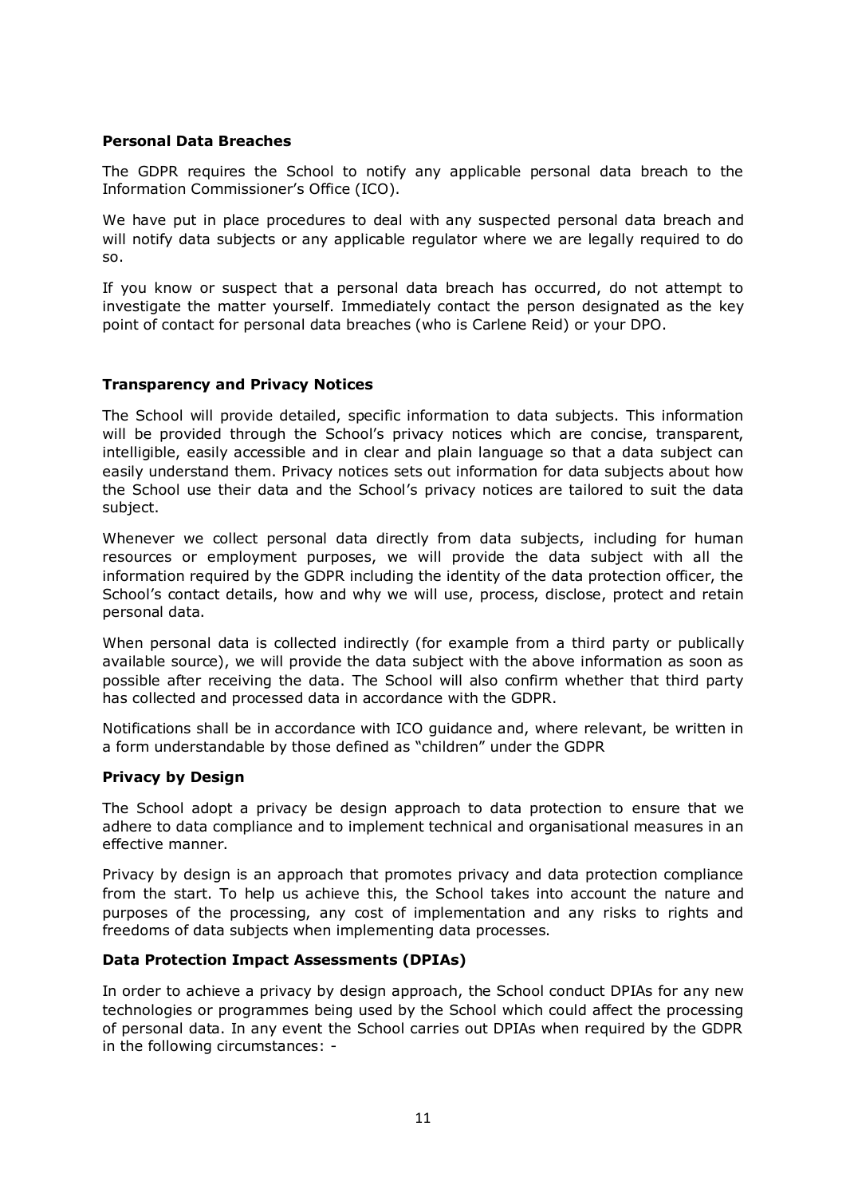**Personal Data Breaches**

The GDPR requires the School to notify any applicable personal data breach to the Information Commissioner's Office (ICO).

We have put in place procedures to deal with any suspected personal data breach and will notify data subjects or any applicable regulator where we are legally required to do so.

If you know or suspect that a personal data breach has occurred, do not attempt to investigate the matter yourself. Immediately contact the person designated as the key point of contact for personal data breaches (who is Carlene Reid) or your DPO.

**Transparency and Privacy Notices**

The School will provide detailed, specific information to data subjects. This information will be provided through the School's privacy notices which are concise, transparent, intelligible, easily accessible and in clear and plain language so that a data subject can easily understand them. Privacy notices sets out information for data subjects about how the School use their data and the School's privacy notices are tailored to suit the data subject.

Whenever we collect personal data directly from data subjects, including for human resources or employment purposes, we will provide the data subject with all the information required by the GDPR including the identity of the data protection officer, the School's contact details, how and why we will use, process, disclose, protect and retain personal data.

When personal data is collected indirectly (for example from a third party or publically available source), we will provide the data subject with the above information as soon as possible after receiving the data. The School will also confirm whether that third party has collected and processed data in accordance with the GDPR.

Notifications shall be in accordance with ICO guidance and, where relevant, be written in a form understandable by those defined as "children" under the GDPR

**Privacy by Design**

The School adopt a privacy be design approach to data protection to ensure that we adhere to data compliance and to implement technical and organisational measures in an effective manner.

Privacy by design is an approach that promotes privacy and data protection compliance from the start. To help us achieve this, the School takes into account the nature and purposes of the processing, any cost of implementation and any risks to rights and freedoms of data subjects when implementing data processes.

**Data Protection Impact Assessments (DPIAs)**

In order to achieve a privacy by design approach, the School conduct DPIAs for any new technologies or programmes being used by the School which could affect the processing of personal data. In any event the School carries out DPIAs when required by the GDPR in the following circumstances: -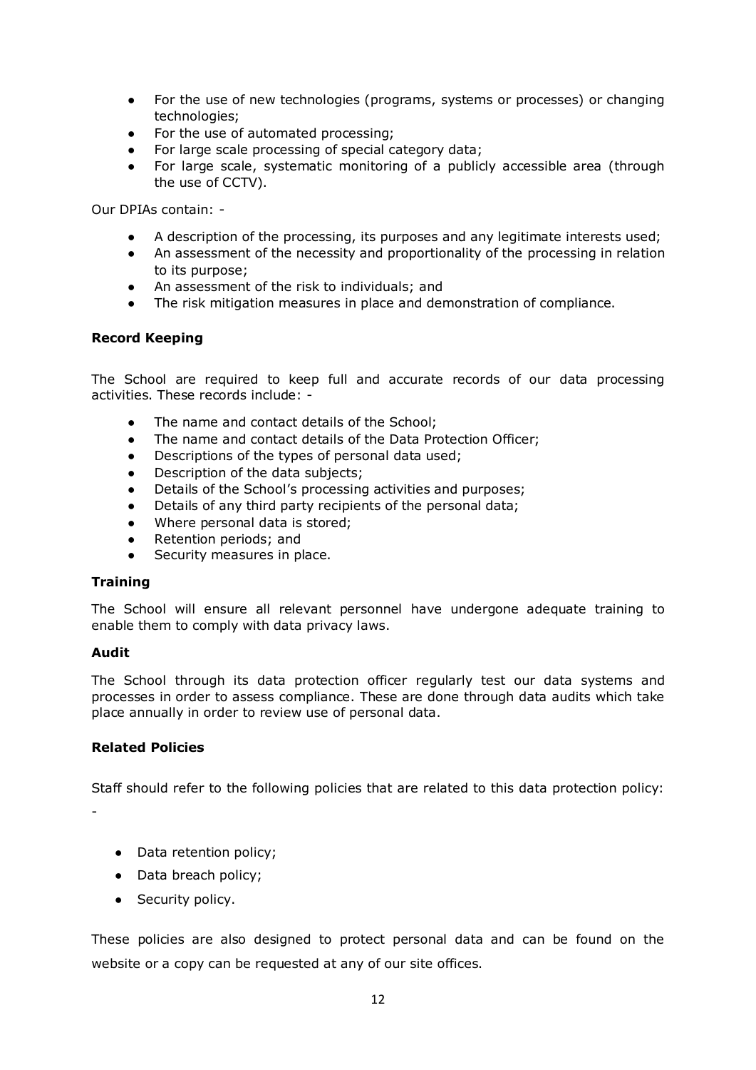- For the use of new technologies (programs, systems or processes) or changing technologies;
- For the use of automated processing;
- For large scale processing of special category data;
- For large scale, systematic monitoring of a publicly accessible area (through the use of CCTV).

Our DPIAs contain: -

- A description of the processing, its purposes and any legitimate interests used;
- An assessment of the necessity and proportionality of the processing in relation to its purpose;
- An assessment of the risk to individuals; and
- The risk mitigation measures in place and demonstration of compliance.

**Record Keeping**

The School are required to keep full and accurate records of our data processing activities. These records include: -

- The name and contact details of the School;
- The name and contact details of the Data Protection Officer;
- Descriptions of the types of personal data used;
- Description of the data subjects;
- Details of the School's processing activities and purposes;
- Details of any third party recipients of the personal data;
- Where personal data is stored;
- Retention periods; and
- Security measures in place.

**Training**

The School will ensure all relevant personnel have undergone adequate training to enable them to comply with data privacy laws.

**Audit**

The School through its data protection officer regularly test our data systems and processes in order to assess compliance. These are done through data audits which take place annually in order to review use of personal data.

**Related Policies**

Staff should refer to the following policies that are related to this data protection policy: -

- Data retention policy;
- Data breach policy;
- Security policy.

These policies are also designed to protect personal data and can be found on the website or a copy can be requested at any of our site offices.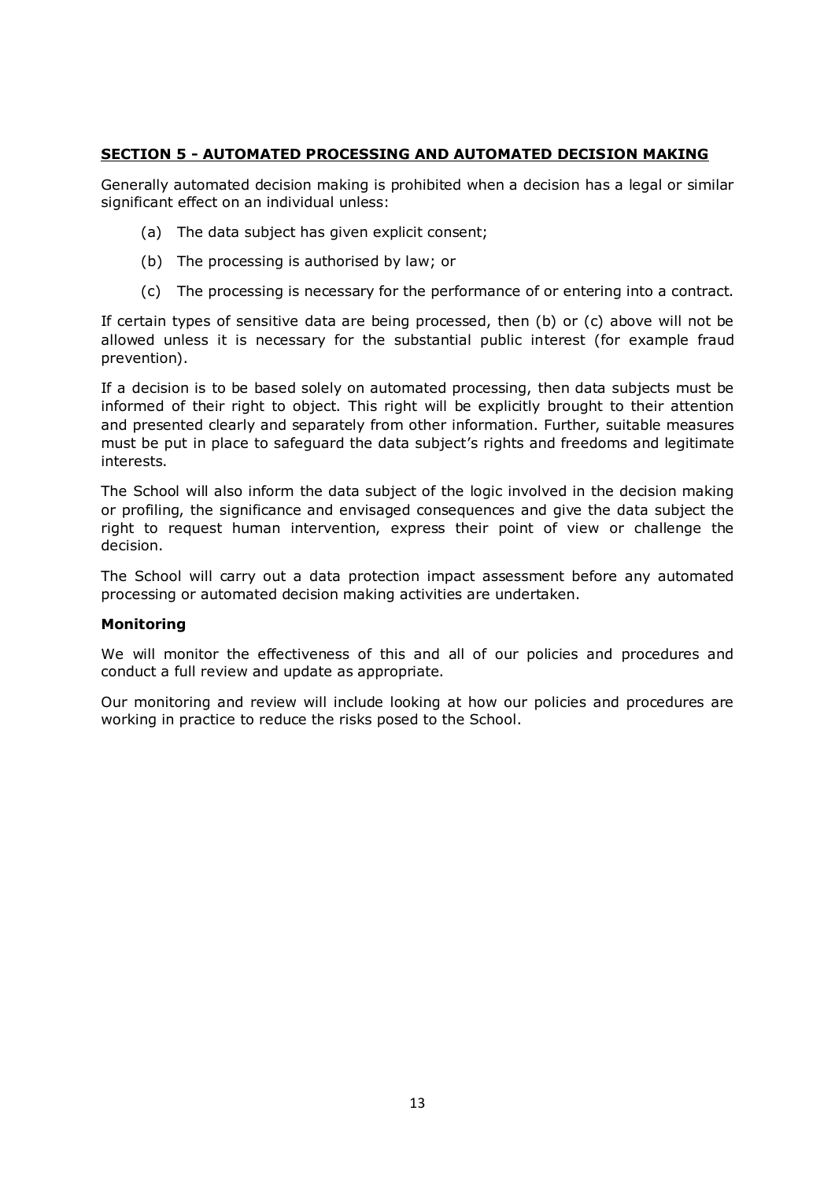## **SECTION 5 - AUTOMATED PROCESSING AND AUTOMATED DECISION MAKING**

Generally automated decision making is prohibited when a decision has a legal or similar significant effect on an individual unless:

(a) The data subject has given explicit consent;

(b) The processing is authorised by law; or

(c) The processing is necessary for the performance of or entering into a contract.

If certain types of sensitive data are being processed, then (b) or (c) above will not be allowed unless it is necessary for the substantial public interest (for example fraud prevention).

If a decision is to be based solely on automated processing, then data subjects must be informed of their right to object. This right will be explicitly brought to their attention and presented clearly and separately from other information. Further, suitable measures must be put in place to safeguard the data subject's rights and freedoms and legitimate interests.

The School will also inform the data subject of the logic involved in the decision making or profiling, the significance and envisaged consequences and give the data subject the right to request human intervention, express their point of view or challenge the decision.

The School will carry out a data protection impact assessment before any automated processing or automated decision making activities are undertaken.

### **Monitoring**

We will monitor the effectiveness of this and all of our policies and procedures and conduct a full review and update as appropriate.

Our monitoring and review will include looking at how our policies and procedures are working in practice to reduce the risks posed to the School.